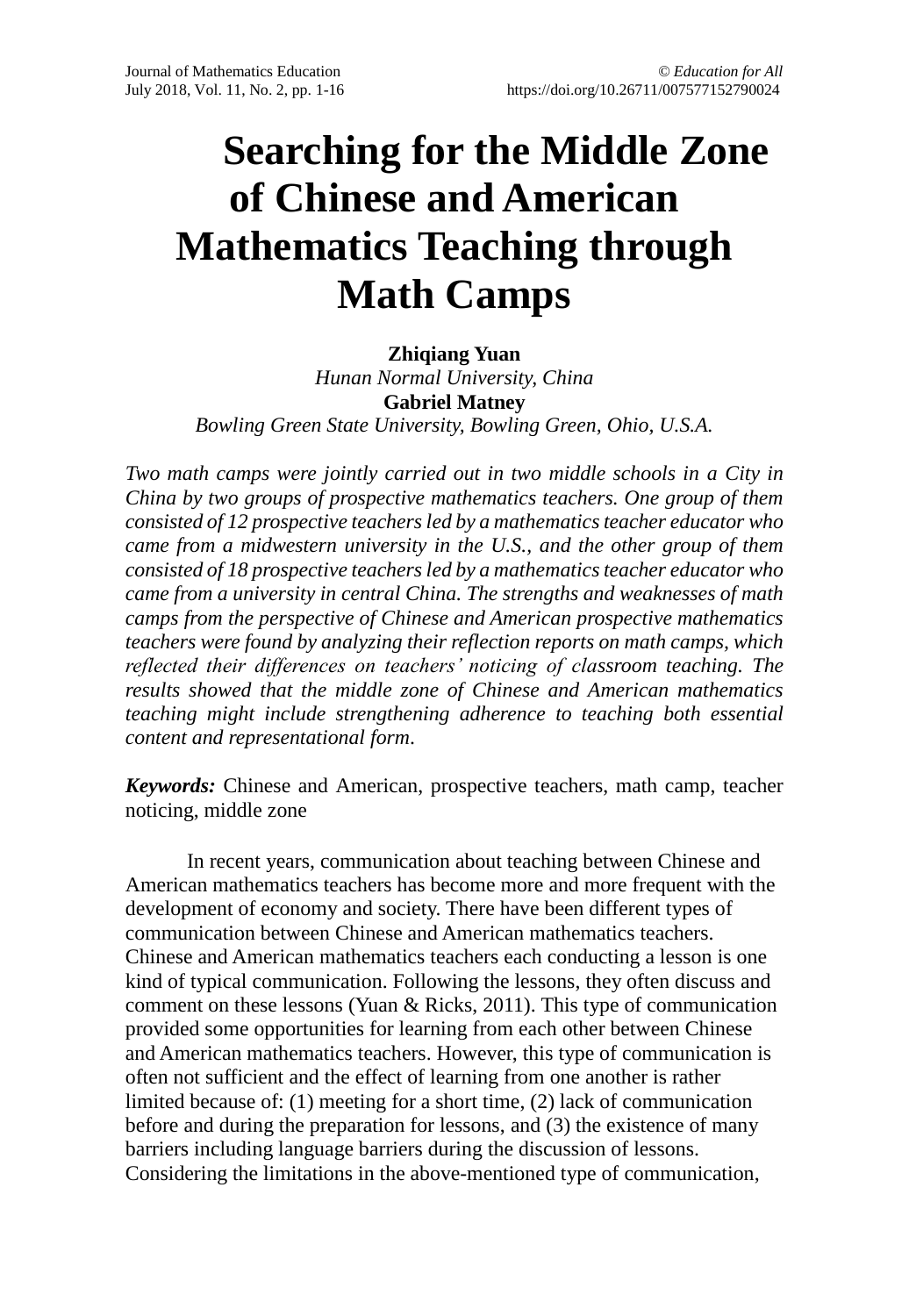# Searching for the Middle Zone of Chinese and American Mathematics Teaching through Math Camps

**Zhiqiang Yuan**
*Hunan Normal University, China*
**Gabriel Matney**
*Bowling Green State University, Bowling Green, Ohio, U.S.A.*

*Two math camps were jointly carried out in two middle schools in a City in China by two groups of prospective mathematics teachers. One group of them consisted of 12 prospective teachers led by a mathematics teacher educator who came from a midwestern university in the U.S., and the other group of them consisted of 18 prospective teachers led by a mathematics teacher educator who came from a university in central China. The strengths and weaknesses of math camps from the perspective of Chinese and American prospective mathematics teachers were found by analyzing their reflection reports on math camps, which reflected their differences on teachers' noticing of classroom teaching. The results showed that the middle zone of Chinese and American mathematics teaching might include strengthening adherence to teaching both essential content and representational form.*

***Keywords:*** Chinese and American, prospective teachers, math camp, teacher noticing, middle zone

In recent years, communication about teaching between Chinese and American mathematics teachers has become more and more frequent with the development of economy and society. There have been different types of communication between Chinese and American mathematics teachers. Chinese and American mathematics teachers each conducting a lesson is one kind of typical communication. Following the lessons, they often discuss and comment on these lessons (Yuan & Ricks, 2011). This type of communication provided some opportunities for learning from each other between Chinese and American mathematics teachers. However, this type of communication is often not sufficient and the effect of learning from one another is rather limited because of: (1) meeting for a short time, (2) lack of communication before and during the preparation for lessons, and (3) the existence of many barriers including language barriers during the discussion of lessons. Considering the limitations in the above-mentioned type of communication,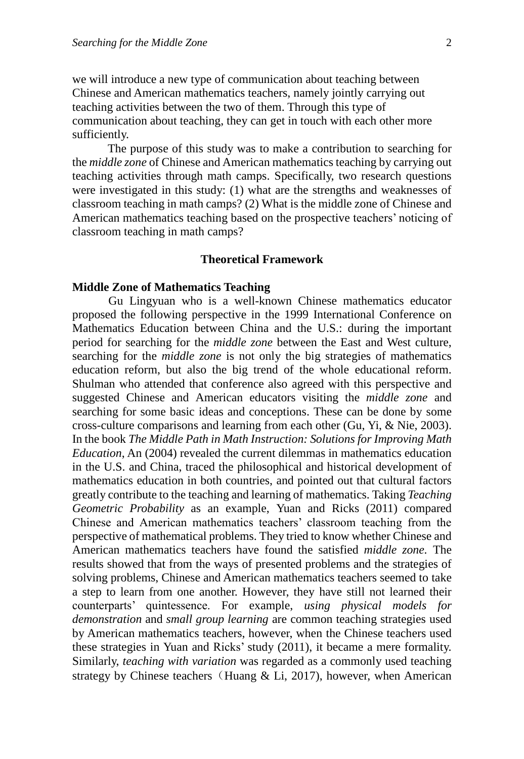we will introduce a new type of communication about teaching between Chinese and American mathematics teachers, namely jointly carrying out teaching activities between the two of them. Through this type of communication about teaching, they can get in touch with each other more sufficiently.

The purpose of this study was to make a contribution to searching for the *middle zone* of Chinese and American mathematics teaching by carrying out teaching activities through math camps. Specifically, two research questions were investigated in this study: (1) what are the strengths and weaknesses of classroom teaching in math camps? (2) What is the middle zone of Chinese and American mathematics teaching based on the prospective teachers' noticing of classroom teaching in math camps?

## Theoretical Framework

### Middle Zone of Mathematics Teaching

Gu Lingyuan who is a well-known Chinese mathematics educator proposed the following perspective in the 1999 International Conference on Mathematics Education between China and the U.S.: during the important period for searching for the *middle zone* between the East and West culture, searching for the *middle zone* is not only the big strategies of mathematics education reform, but also the big trend of the whole educational reform. Shulman who attended that conference also agreed with this perspective and suggested Chinese and American educators visiting the *middle zone* and searching for some basic ideas and conceptions. These can be done by some cross-culture comparisons and learning from each other (Gu, Yi, & Nie, 2003). In the book *The Middle Path in Math Instruction: Solutions for Improving Math Education*, An (2004) revealed the current dilemmas in mathematics education in the U.S. and China, traced the philosophical and historical development of mathematics education in both countries, and pointed out that cultural factors greatly contribute to the teaching and learning of mathematics. Taking *Teaching Geometric Probability* as an example, Yuan and Ricks (2011) compared Chinese and American mathematics teachers' classroom teaching from the perspective of mathematical problems. They tried to know whether Chinese and American mathematics teachers have found the satisfied *middle zone*. The results showed that from the ways of presented problems and the strategies of solving problems, Chinese and American mathematics teachers seemed to take a step to learn from one another. However, they have still not learned their counterparts' quintessence. For example, *using physical models for demonstration* and *small group learning* are common teaching strategies used by American mathematics teachers, however, when the Chinese teachers used these strategies in Yuan and Ricks' study (2011), it became a mere formality. Similarly, *teaching with variation* was regarded as a commonly used teaching strategy by Chinese teachers（Huang & Li, 2017), however, when American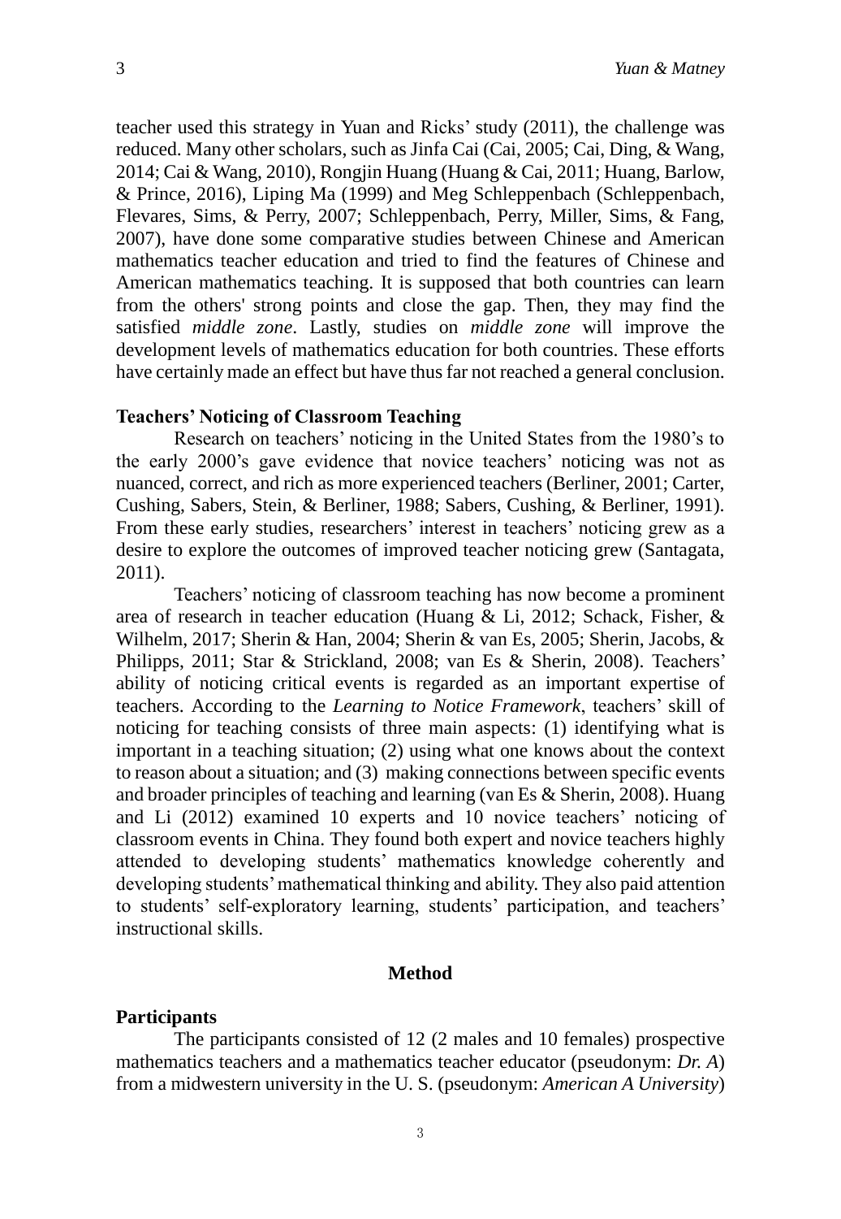teacher used this strategy in Yuan and Ricks' study (2011), the challenge was reduced. Many other scholars, such as Jinfa Cai (Cai, 2005; Cai, Ding, & Wang, 2014; Cai & Wang, 2010), Rongjin Huang (Huang & Cai, 2011; Huang, Barlow, & Prince, 2016), Liping Ma (1999) and Meg Schleppenbach (Schleppenbach, Flevares, Sims, & Perry, 2007; Schleppenbach, Perry, Miller, Sims, & Fang, 2007), have done some comparative studies between Chinese and American mathematics teacher education and tried to find the features of Chinese and American mathematics teaching. It is supposed that both countries can learn from the others' strong points and close the gap. Then, they may find the satisfied *middle zone*. Lastly, studies on *middle zone* will improve the development levels of mathematics education for both countries. These efforts have certainly made an effect but have thus far not reached a general conclusion.

### Teachers' Noticing of Classroom Teaching

Research on teachers' noticing in the United States from the 1980's to the early 2000's gave evidence that novice teachers' noticing was not as nuanced, correct, and rich as more experienced teachers (Berliner, 2001; Carter, Cushing, Sabers, Stein, & Berliner, 1988; Sabers, Cushing, & Berliner, 1991). From these early studies, researchers' interest in teachers' noticing grew as a desire to explore the outcomes of improved teacher noticing grew (Santagata, 2011).

Teachers' noticing of classroom teaching has now become a prominent area of research in teacher education (Huang & Li, 2012; Schack, Fisher, & Wilhelm, 2017; Sherin & Han, 2004; Sherin & van Es, 2005; Sherin, Jacobs, & Philipps, 2011; Star & Strickland, 2008; van Es & Sherin, 2008). Teachers' ability of noticing critical events is regarded as an important expertise of teachers. According to the *Learning to Notice Framework*, teachers' skill of noticing for teaching consists of three main aspects: (1) identifying what is important in a teaching situation; (2) using what one knows about the context to reason about a situation; and (3) making connections between specific events and broader principles of teaching and learning (van Es & Sherin, 2008). Huang and Li (2012) examined 10 experts and 10 novice teachers' noticing of classroom events in China. They found both expert and novice teachers highly attended to developing students' mathematics knowledge coherently and developing students' mathematical thinking and ability. They also paid attention to students' self-exploratory learning, students' participation, and teachers' instructional skills.

## Method

### Participants

The participants consisted of 12 (2 males and 10 females) prospective mathematics teachers and a mathematics teacher educator (pseudonym: *Dr. A*) from a midwestern university in the U. S. (pseudonym: *American A University*)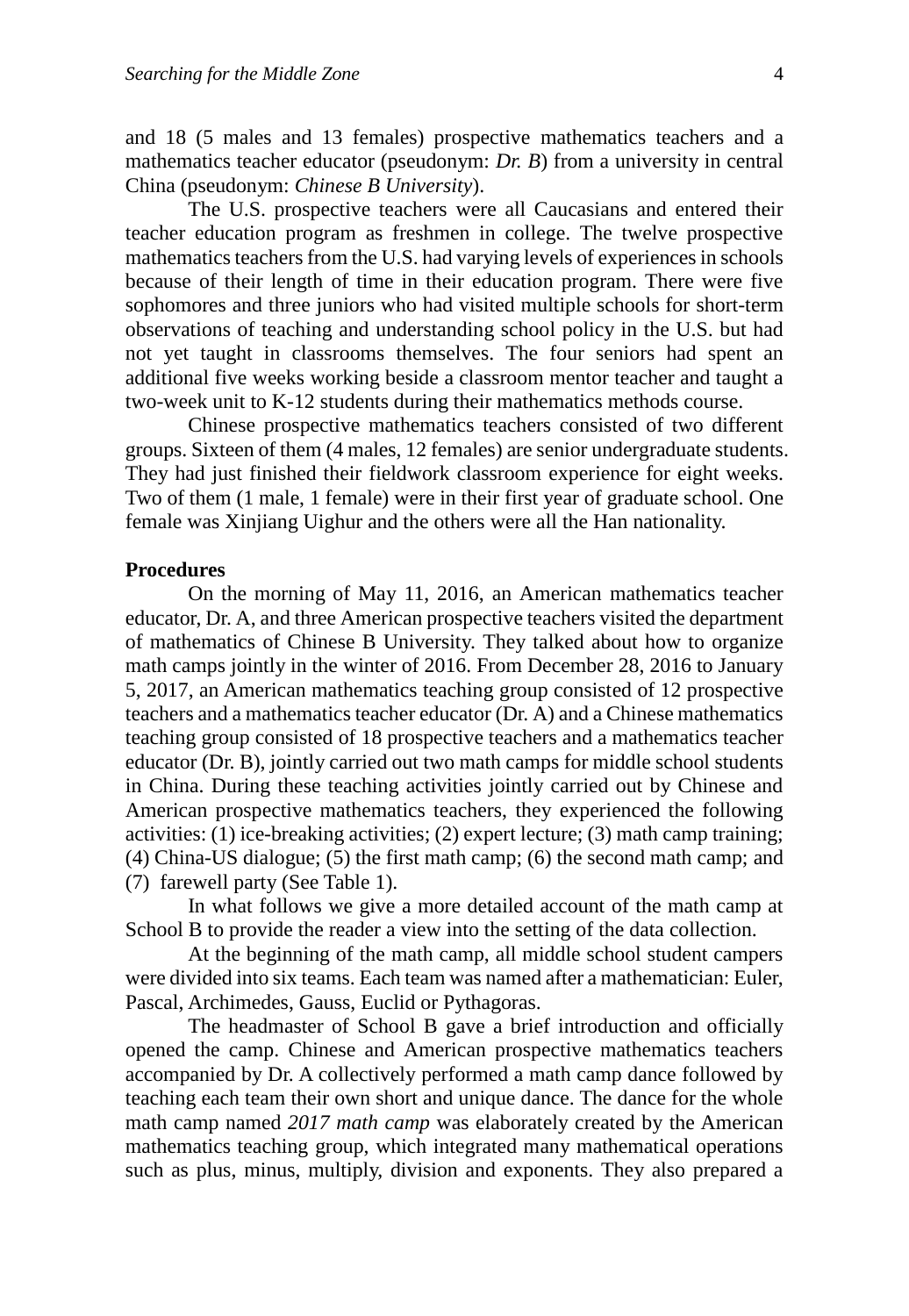and 18 (5 males and 13 females) prospective mathematics teachers and a mathematics teacher educator (pseudonym: *Dr. B*) from a university in central China (pseudonym: *Chinese B University*).

The U.S. prospective teachers were all Caucasians and entered their teacher education program as freshmen in college. The twelve prospective mathematics teachers from the U.S. had varying levels of experiences in schools because of their length of time in their education program. There were five sophomores and three juniors who had visited multiple schools for short-term observations of teaching and understanding school policy in the U.S. but had not yet taught in classrooms themselves. The four seniors had spent an additional five weeks working beside a classroom mentor teacher and taught a two-week unit to K-12 students during their mathematics methods course.

Chinese prospective mathematics teachers consisted of two different groups. Sixteen of them (4 males, 12 females) are senior undergraduate students. They had just finished their fieldwork classroom experience for eight weeks. Two of them (1 male, 1 female) were in their first year of graduate school. One female was Xinjiang Uighur and the others were all the Han nationality.

**Procedures**

On the morning of May 11, 2016, an American mathematics teacher educator, Dr. A, and three American prospective teachers visited the department of mathematics of Chinese B University. They talked about how to organize math camps jointly in the winter of 2016. From December 28, 2016 to January 5, 2017, an American mathematics teaching group consisted of 12 prospective teachers and a mathematics teacher educator (Dr. A) and a Chinese mathematics teaching group consisted of 18 prospective teachers and a mathematics teacher educator (Dr. B), jointly carried out two math camps for middle school students in China. During these teaching activities jointly carried out by Chinese and American prospective mathematics teachers, they experienced the following activities: (1) ice-breaking activities; (2) expert lecture; (3) math camp training; (4) China-US dialogue; (5) the first math camp; (6) the second math camp; and (7) farewell party (See Table 1).

In what follows we give a more detailed account of the math camp at School B to provide the reader a view into the setting of the data collection.

At the beginning of the math camp, all middle school student campers were divided into six teams. Each team was named after a mathematician: Euler, Pascal, Archimedes, Gauss, Euclid or Pythagoras.

The headmaster of School B gave a brief introduction and officially opened the camp. Chinese and American prospective mathematics teachers accompanied by Dr. A collectively performed a math camp dance followed by teaching each team their own short and unique dance. The dance for the whole math camp named *2017 math camp* was elaborately created by the American mathematics teaching group, which integrated many mathematical operations such as plus, minus, multiply, division and exponents. They also prepared a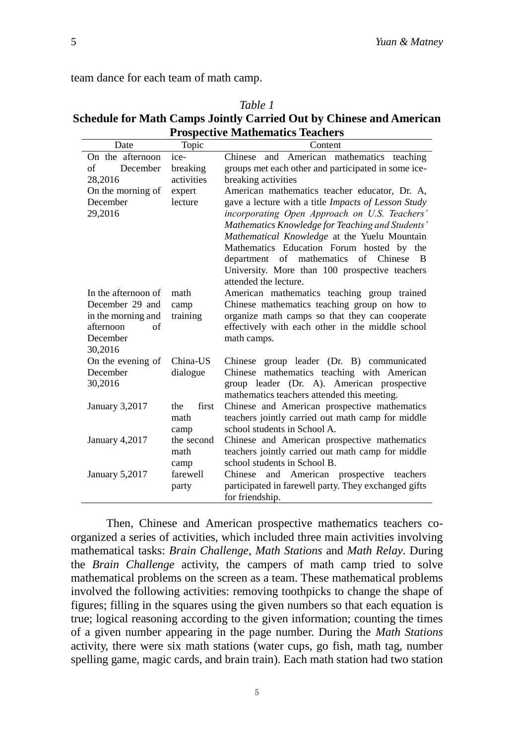team dance for each team of math camp.

*Table 1*
**Schedule for Math Camps Jointly Carried Out by Chinese and American Prospective Mathematics Teachers**

| Date | Topic | Content |
|---|---|---|
| On the afternoon of December 28,2016 | ice-breaking activities | Chinese and American mathematics teaching groups met each other and participated in some ice-breaking activities |
| On the morning of December 29,2016 | expert lecture | American mathematics teacher educator, Dr. A, gave a lecture with a title *Impacts of Lesson Study incorporating Open Approach on U.S. Teachers' Mathematics Knowledge for Teaching and Students' Mathematical Knowledge* at the Yuelu Mountain Mathematics Education Forum hosted by the department of mathematics of Chinese B University. More than 100 prospective teachers attended the lecture. |
| In the afternoon of December 29 and in the morning and afternoon of December 30,2016 | math camp training | American mathematics teaching group trained Chinese mathematics teaching group on how to organize math camps so that they can cooperate effectively with each other in the middle school math camps. |
| On the evening of December 30,2016 | China-US dialogue | Chinese group leader (Dr. B) communicated Chinese mathematics teaching with American group leader (Dr. A). American prospective mathematics teachers attended this meeting. |
| January 3,2017 | the first math camp | Chinese and American prospective mathematics teachers jointly carried out math camp for middle school students in School A. |
| January 4,2017 | the second math camp | Chinese and American prospective mathematics teachers jointly carried out math camp for middle school students in School B. |
| January 5,2017 | farewell party | Chinese and American prospective teachers participated in farewell party. They exchanged gifts for friendship. |

Then, Chinese and American prospective mathematics teachers co-organized a series of activities, which included three main activities involving mathematical tasks: *Brain Challenge*, *Math Stations* and *Math Relay*. During the *Brain Challenge* activity, the campers of math camp tried to solve mathematical problems on the screen as a team. These mathematical problems involved the following activities: removing toothpicks to change the shape of figures; filling in the squares using the given numbers so that each equation is true; logical reasoning according to the given information; counting the times of a given number appearing in the page number. During the *Math Stations* activity, there were six math stations (water cups, go fish, math tag, number spelling game, magic cards, and brain train). Each math station had two station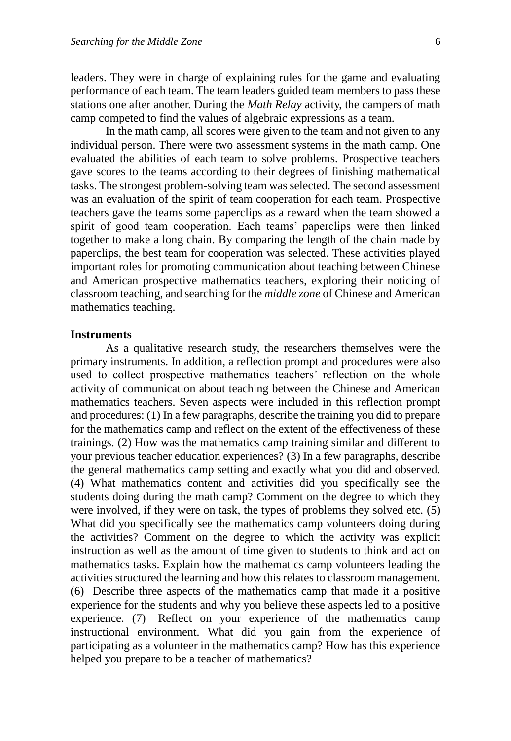leaders. They were in charge of explaining rules for the game and evaluating performance of each team. The team leaders guided team members to pass these stations one after another. During the *Math Relay* activity, the campers of math camp competed to find the values of algebraic expressions as a team.

In the math camp, all scores were given to the team and not given to any individual person. There were two assessment systems in the math camp. One evaluated the abilities of each team to solve problems. Prospective teachers gave scores to the teams according to their degrees of finishing mathematical tasks. The strongest problem-solving team was selected. The second assessment was an evaluation of the spirit of team cooperation for each team. Prospective teachers gave the teams some paperclips as a reward when the team showed a spirit of good team cooperation. Each teams' paperclips were then linked together to make a long chain. By comparing the length of the chain made by paperclips, the best team for cooperation was selected. These activities played important roles for promoting communication about teaching between Chinese and American prospective mathematics teachers, exploring their noticing of classroom teaching, and searching for the *middle zone* of Chinese and American mathematics teaching.

**Instruments**

As a qualitative research study, the researchers themselves were the primary instruments. In addition, a reflection prompt and procedures were also used to collect prospective mathematics teachers' reflection on the whole activity of communication about teaching between the Chinese and American mathematics teachers. Seven aspects were included in this reflection prompt and procedures: (1) In a few paragraphs, describe the training you did to prepare for the mathematics camp and reflect on the extent of the effectiveness of these trainings. (2) How was the mathematics camp training similar and different to your previous teacher education experiences? (3) In a few paragraphs, describe the general mathematics camp setting and exactly what you did and observed. (4) What mathematics content and activities did you specifically see the students doing during the math camp? Comment on the degree to which they were involved, if they were on task, the types of problems they solved etc. (5) What did you specifically see the mathematics camp volunteers doing during the activities? Comment on the degree to which the activity was explicit instruction as well as the amount of time given to students to think and act on mathematics tasks. Explain how the mathematics camp volunteers leading the activities structured the learning and how this relates to classroom management. (6) Describe three aspects of the mathematics camp that made it a positive experience for the students and why you believe these aspects led to a positive experience. (7) Reflect on your experience of the mathematics camp instructional environment. What did you gain from the experience of participating as a volunteer in the mathematics camp? How has this experience helped you prepare to be a teacher of mathematics?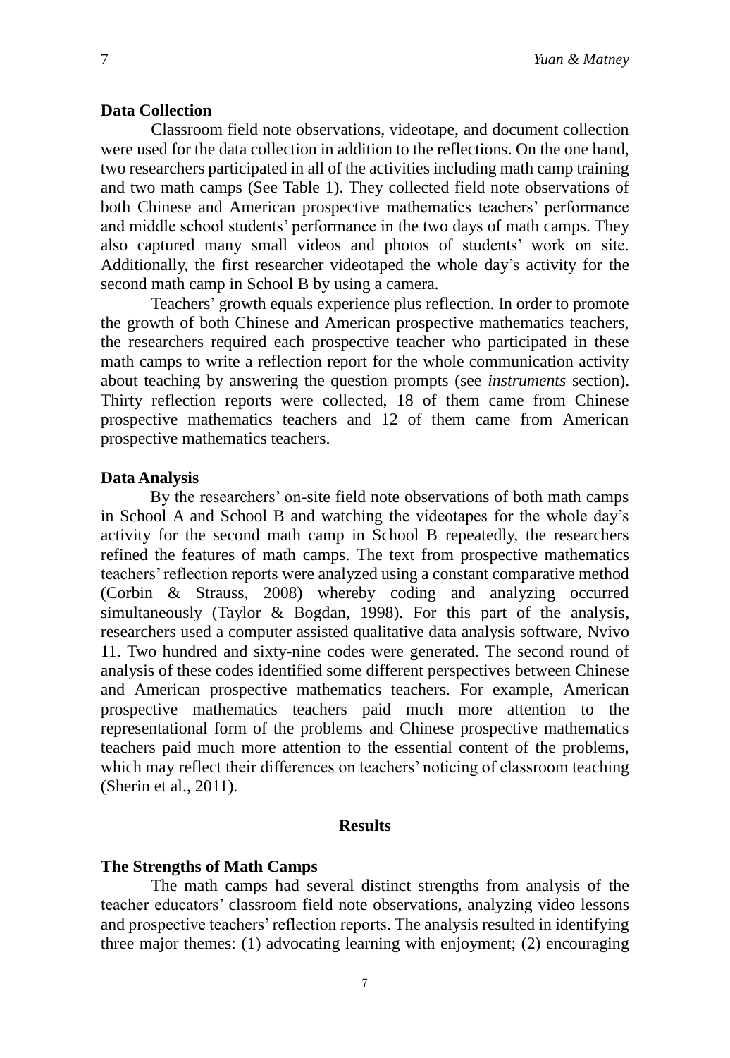### Data Collection

Classroom field note observations, videotape, and document collection were used for the data collection in addition to the reflections. On the one hand, two researchers participated in all of the activities including math camp training and two math camps (See Table 1). They collected field note observations of both Chinese and American prospective mathematics teachers' performance and middle school students' performance in the two days of math camps. They also captured many small videos and photos of students' work on site. Additionally, the first researcher videotaped the whole day's activity for the second math camp in School B by using a camera.

Teachers' growth equals experience plus reflection. In order to promote the growth of both Chinese and American prospective mathematics teachers, the researchers required each prospective teacher who participated in these math camps to write a reflection report for the whole communication activity about teaching by answering the question prompts (see *instruments* section). Thirty reflection reports were collected, 18 of them came from Chinese prospective mathematics teachers and 12 of them came from American prospective mathematics teachers.

### Data Analysis

By the researchers' on-site field note observations of both math camps in School A and School B and watching the videotapes for the whole day's activity for the second math camp in School B repeatedly, the researchers refined the features of math camps. The text from prospective mathematics teachers' reflection reports were analyzed using a constant comparative method (Corbin & Strauss, 2008) whereby coding and analyzing occurred simultaneously (Taylor & Bogdan, 1998). For this part of the analysis, researchers used a computer assisted qualitative data analysis software, Nvivo 11. Two hundred and sixty-nine codes were generated. The second round of analysis of these codes identified some different perspectives between Chinese and American prospective mathematics teachers. For example, American prospective mathematics teachers paid much more attention to the representational form of the problems and Chinese prospective mathematics teachers paid much more attention to the essential content of the problems, which may reflect their differences on teachers' noticing of classroom teaching (Sherin et al., 2011).

## Results

### The Strengths of Math Camps

The math camps had several distinct strengths from analysis of the teacher educators' classroom field note observations, analyzing video lessons and prospective teachers' reflection reports. The analysis resulted in identifying three major themes: (1) advocating learning with enjoyment; (2) encouraging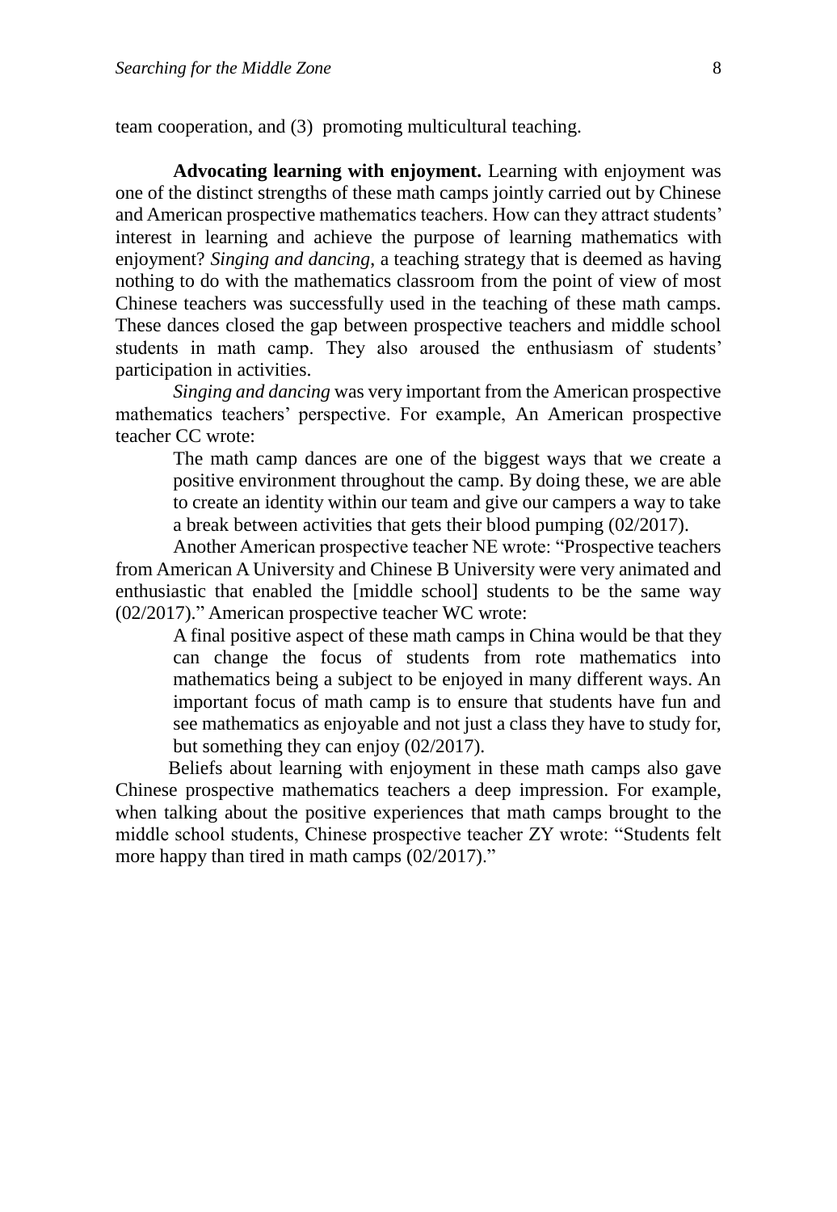team cooperation, and (3) promoting multicultural teaching.

**Advocating learning with enjoyment.** Learning with enjoyment was one of the distinct strengths of these math camps jointly carried out by Chinese and American prospective mathematics teachers. How can they attract students' interest in learning and achieve the purpose of learning mathematics with enjoyment? *Singing and dancing,* a teaching strategy that is deemed as having nothing to do with the mathematics classroom from the point of view of most Chinese teachers was successfully used in the teaching of these math camps. These dances closed the gap between prospective teachers and middle school students in math camp. They also aroused the enthusiasm of students' participation in activities.

*Singing and dancing* was very important from the American prospective mathematics teachers' perspective. For example, An American prospective teacher CC wrote:

> The math camp dances are one of the biggest ways that we create a positive environment throughout the camp. By doing these, we are able to create an identity within our team and give our campers a way to take a break between activities that gets their blood pumping (02/2017).

Another American prospective teacher NE wrote: "Prospective teachers from American A University and Chinese B University were very animated and enthusiastic that enabled the [middle school] students to be the same way (02/2017)." American prospective teacher WC wrote:

> A final positive aspect of these math camps in China would be that they can change the focus of students from rote mathematics into mathematics being a subject to be enjoyed in many different ways. An important focus of math camp is to ensure that students have fun and see mathematics as enjoyable and not just a class they have to study for, but something they can enjoy (02/2017).

Beliefs about learning with enjoyment in these math camps also gave Chinese prospective mathematics teachers a deep impression. For example, when talking about the positive experiences that math camps brought to the middle school students, Chinese prospective teacher ZY wrote: "Students felt more happy than tired in math camps (02/2017)."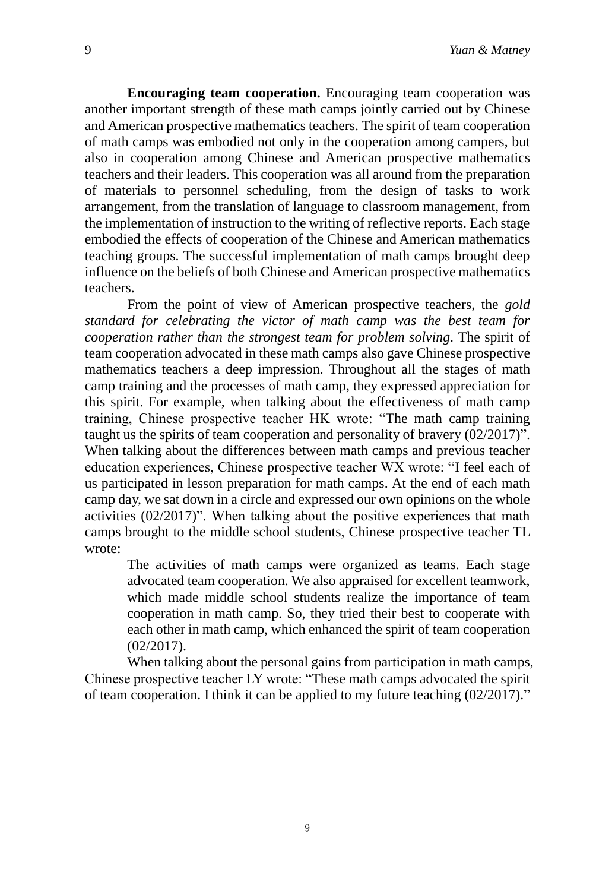**Encouraging team cooperation.** Encouraging team cooperation was another important strength of these math camps jointly carried out by Chinese and American prospective mathematics teachers. The spirit of team cooperation of math camps was embodied not only in the cooperation among campers, but also in cooperation among Chinese and American prospective mathematics teachers and their leaders. This cooperation was all around from the preparation of materials to personnel scheduling, from the design of tasks to work arrangement, from the translation of language to classroom management, from the implementation of instruction to the writing of reflective reports. Each stage embodied the effects of cooperation of the Chinese and American mathematics teaching groups. The successful implementation of math camps brought deep influence on the beliefs of both Chinese and American prospective mathematics teachers.

From the point of view of American prospective teachers, the *gold standard for celebrating the victor of math camp was the best team for cooperation rather than the strongest team for problem solving*. The spirit of team cooperation advocated in these math camps also gave Chinese prospective mathematics teachers a deep impression. Throughout all the stages of math camp training and the processes of math camp, they expressed appreciation for this spirit. For example, when talking about the effectiveness of math camp training, Chinese prospective teacher HK wrote: "The math camp training taught us the spirits of team cooperation and personality of bravery (02/2017)". When talking about the differences between math camps and previous teacher education experiences, Chinese prospective teacher WX wrote: "I feel each of us participated in lesson preparation for math camps. At the end of each math camp day, we sat down in a circle and expressed our own opinions on the whole activities (02/2017)". When talking about the positive experiences that math camps brought to the middle school students, Chinese prospective teacher TL wrote:

> The activities of math camps were organized as teams. Each stage advocated team cooperation. We also appraised for excellent teamwork, which made middle school students realize the importance of team cooperation in math camp. So, they tried their best to cooperate with each other in math camp, which enhanced the spirit of team cooperation (02/2017).

When talking about the personal gains from participation in math camps, Chinese prospective teacher LY wrote: "These math camps advocated the spirit of team cooperation. I think it can be applied to my future teaching (02/2017)."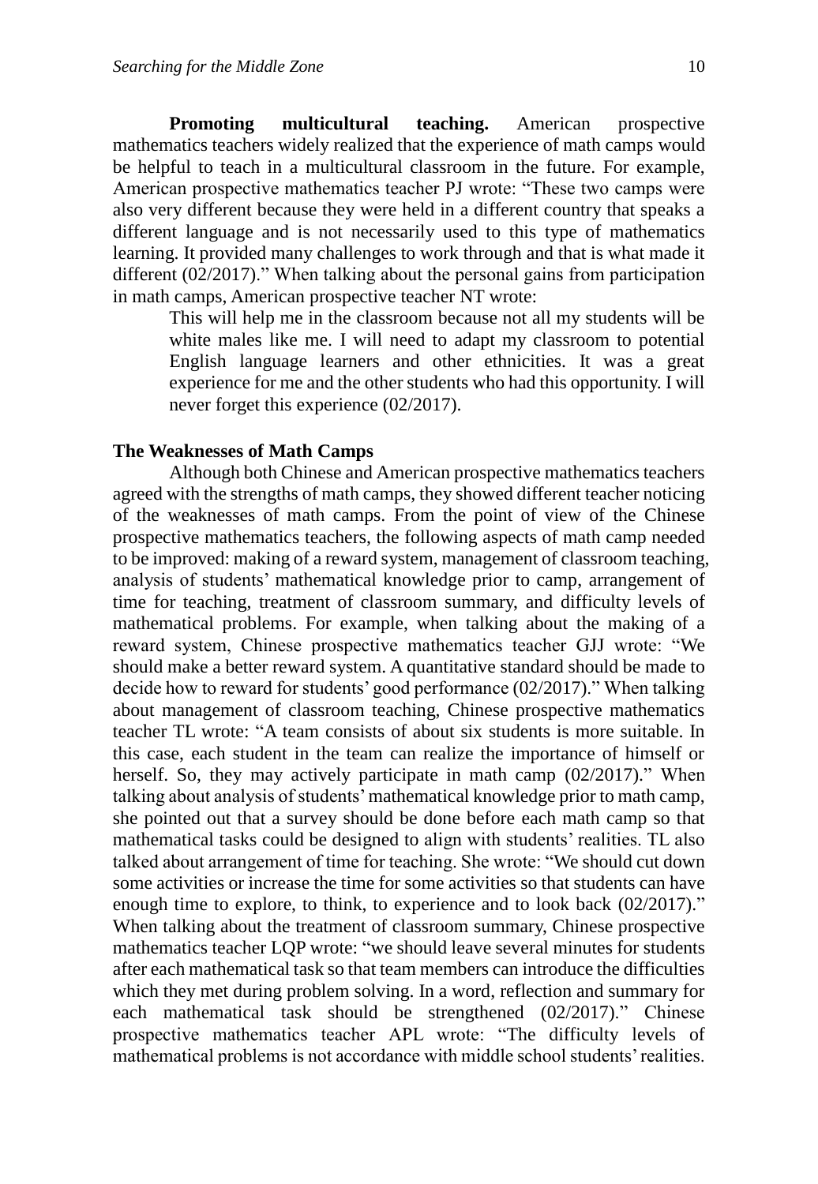**Promoting multicultural teaching.** American prospective mathematics teachers widely realized that the experience of math camps would be helpful to teach in a multicultural classroom in the future. For example, American prospective mathematics teacher PJ wrote: "These two camps were also very different because they were held in a different country that speaks a different language and is not necessarily used to this type of mathematics learning. It provided many challenges to work through and that is what made it different (02/2017)." When talking about the personal gains from participation in math camps, American prospective teacher NT wrote:

> This will help me in the classroom because not all my students will be white males like me. I will need to adapt my classroom to potential English language learners and other ethnicities. It was a great experience for me and the other students who had this opportunity. I will never forget this experience (02/2017).

### The Weaknesses of Math Camps

Although both Chinese and American prospective mathematics teachers agreed with the strengths of math camps, they showed different teacher noticing of the weaknesses of math camps. From the point of view of the Chinese prospective mathematics teachers, the following aspects of math camp needed to be improved: making of a reward system, management of classroom teaching, analysis of students' mathematical knowledge prior to camp, arrangement of time for teaching, treatment of classroom summary, and difficulty levels of mathematical problems. For example, when talking about the making of a reward system, Chinese prospective mathematics teacher GJJ wrote: "We should make a better reward system. A quantitative standard should be made to decide how to reward for students' good performance (02/2017)." When talking about management of classroom teaching, Chinese prospective mathematics teacher TL wrote: "A team consists of about six students is more suitable. In this case, each student in the team can realize the importance of himself or herself. So, they may actively participate in math camp (02/2017)." When talking about analysis of students' mathematical knowledge prior to math camp, she pointed out that a survey should be done before each math camp so that mathematical tasks could be designed to align with students' realities. TL also talked about arrangement of time for teaching. She wrote: "We should cut down some activities or increase the time for some activities so that students can have enough time to explore, to think, to experience and to look back (02/2017)." When talking about the treatment of classroom summary, Chinese prospective mathematics teacher LQP wrote: "we should leave several minutes for students after each mathematical task so that team members can introduce the difficulties which they met during problem solving. In a word, reflection and summary for each mathematical task should be strengthened (02/2017)." Chinese prospective mathematics teacher APL wrote: "The difficulty levels of mathematical problems is not accordance with middle school students' realities.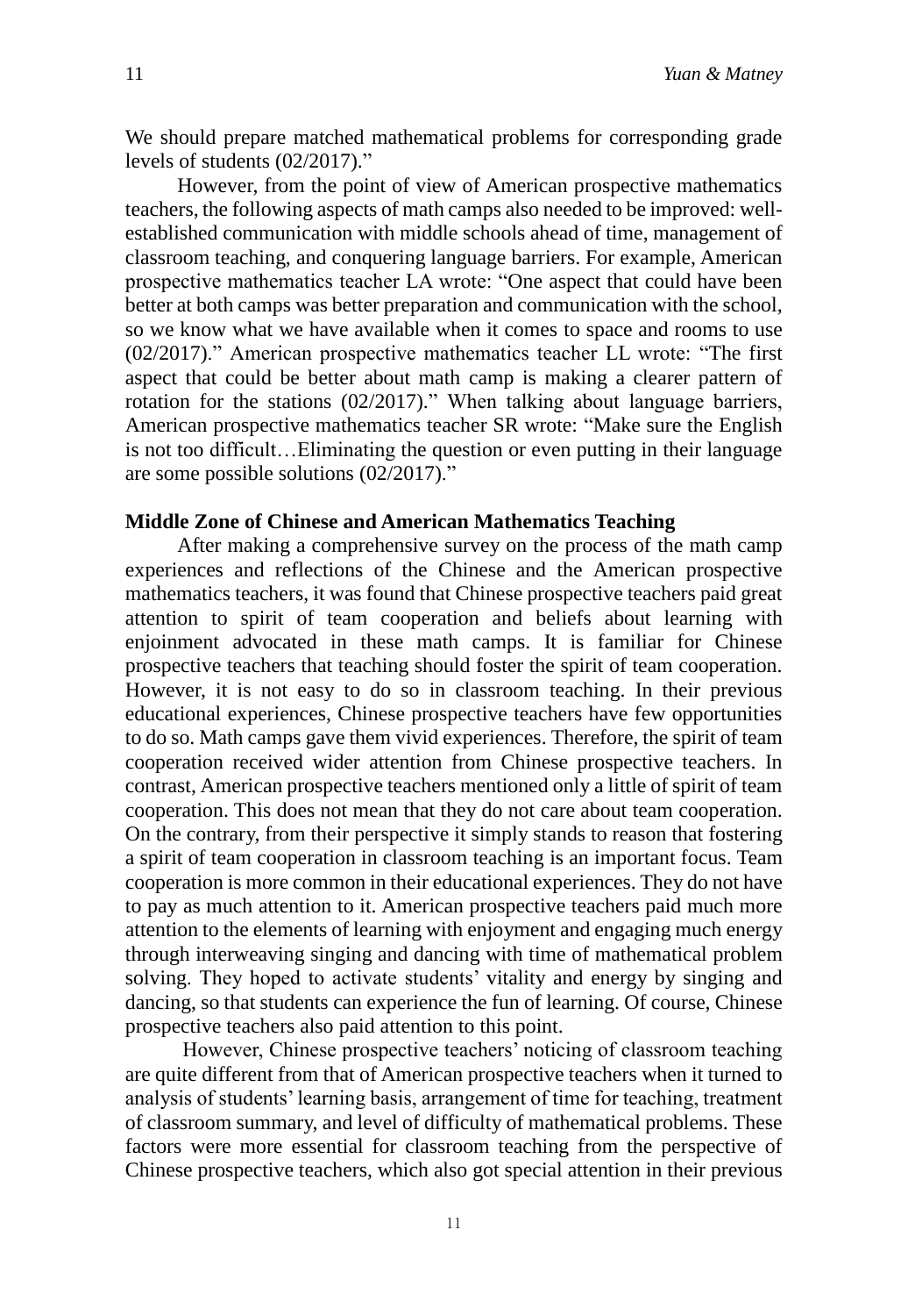We should prepare matched mathematical problems for corresponding grade levels of students (02/2017)."

However, from the point of view of American prospective mathematics teachers, the following aspects of math camps also needed to be improved: well-established communication with middle schools ahead of time, management of classroom teaching, and conquering language barriers. For example, American prospective mathematics teacher LA wrote: "One aspect that could have been better at both camps was better preparation and communication with the school, so we know what we have available when it comes to space and rooms to use (02/2017)." American prospective mathematics teacher LL wrote: "The first aspect that could be better about math camp is making a clearer pattern of rotation for the stations (02/2017)." When talking about language barriers, American prospective mathematics teacher SR wrote: "Make sure the English is not too difficult…Eliminating the question or even putting in their language are some possible solutions (02/2017)."

**Middle Zone of Chinese and American Mathematics Teaching**

After making a comprehensive survey on the process of the math camp experiences and reflections of the Chinese and the American prospective mathematics teachers, it was found that Chinese prospective teachers paid great attention to spirit of team cooperation and beliefs about learning with enjoinment advocated in these math camps. It is familiar for Chinese prospective teachers that teaching should foster the spirit of team cooperation. However, it is not easy to do so in classroom teaching. In their previous educational experiences, Chinese prospective teachers have few opportunities to do so. Math camps gave them vivid experiences. Therefore, the spirit of team cooperation received wider attention from Chinese prospective teachers. In contrast, American prospective teachers mentioned only a little of spirit of team cooperation. This does not mean that they do not care about team cooperation. On the contrary, from their perspective it simply stands to reason that fostering a spirit of team cooperation in classroom teaching is an important focus. Team cooperation is more common in their educational experiences. They do not have to pay as much attention to it. American prospective teachers paid much more attention to the elements of learning with enjoyment and engaging much energy through interweaving singing and dancing with time of mathematical problem solving. They hoped to activate students' vitality and energy by singing and dancing, so that students can experience the fun of learning. Of course, Chinese prospective teachers also paid attention to this point.

However, Chinese prospective teachers' noticing of classroom teaching are quite different from that of American prospective teachers when it turned to analysis of students' learning basis, arrangement of time for teaching, treatment of classroom summary, and level of difficulty of mathematical problems. These factors were more essential for classroom teaching from the perspective of Chinese prospective teachers, which also got special attention in their previous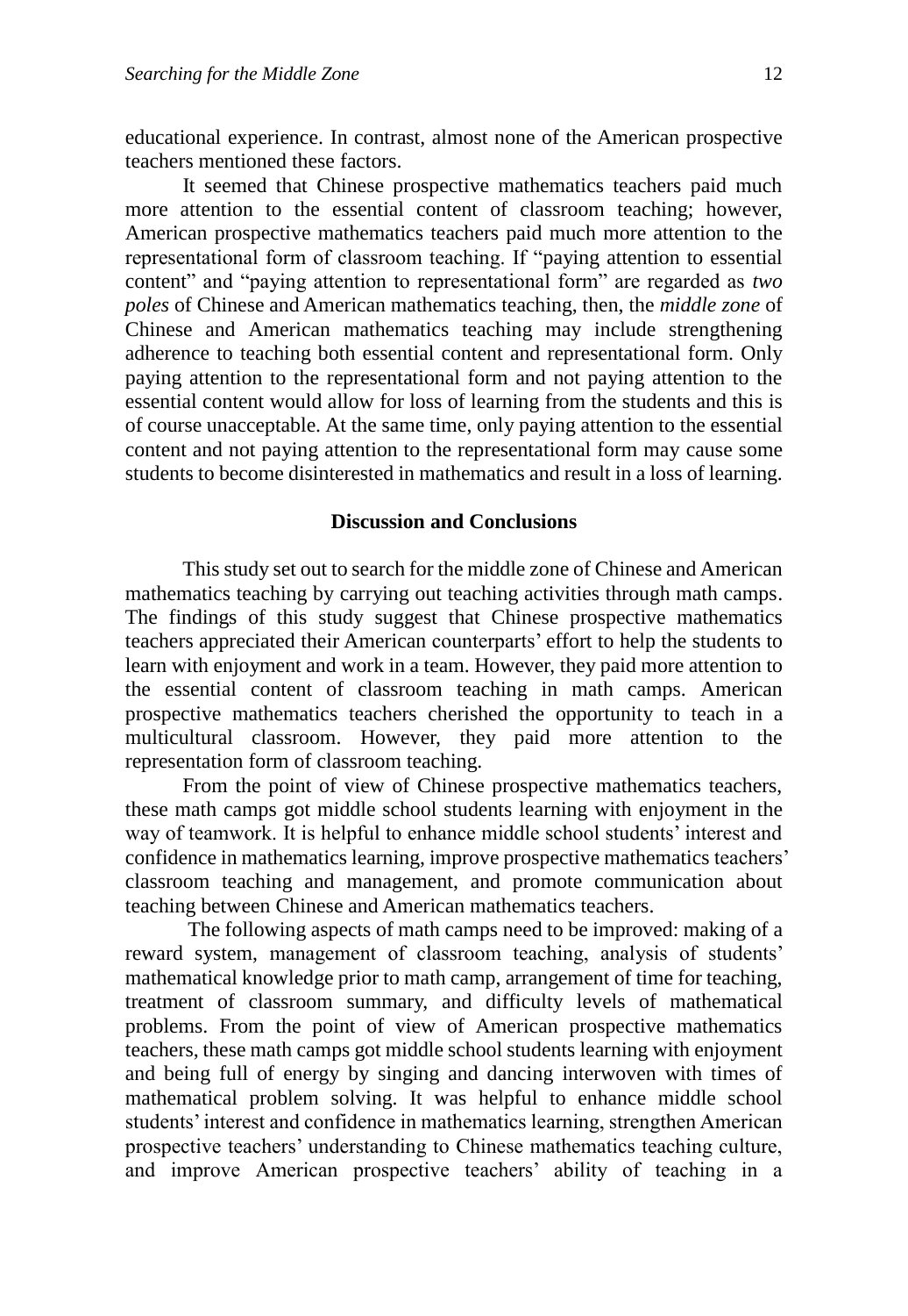educational experience. In contrast, almost none of the American prospective teachers mentioned these factors.

It seemed that Chinese prospective mathematics teachers paid much more attention to the essential content of classroom teaching; however, American prospective mathematics teachers paid much more attention to the representational form of classroom teaching. If "paying attention to essential content" and "paying attention to representational form" are regarded as *two poles* of Chinese and American mathematics teaching, then, the *middle zone* of Chinese and American mathematics teaching may include strengthening adherence to teaching both essential content and representational form. Only paying attention to the representational form and not paying attention to the essential content would allow for loss of learning from the students and this is of course unacceptable. At the same time, only paying attention to the essential content and not paying attention to the representational form may cause some students to become disinterested in mathematics and result in a loss of learning.

## Discussion and Conclusions

This study set out to search for the middle zone of Chinese and American mathematics teaching by carrying out teaching activities through math camps. The findings of this study suggest that Chinese prospective mathematics teachers appreciated their American counterparts' effort to help the students to learn with enjoyment and work in a team. However, they paid more attention to the essential content of classroom teaching in math camps. American prospective mathematics teachers cherished the opportunity to teach in a multicultural classroom. However, they paid more attention to the representation form of classroom teaching.

From the point of view of Chinese prospective mathematics teachers, these math camps got middle school students learning with enjoyment in the way of teamwork. It is helpful to enhance middle school students' interest and confidence in mathematics learning, improve prospective mathematics teachers' classroom teaching and management, and promote communication about teaching between Chinese and American mathematics teachers.

The following aspects of math camps need to be improved: making of a reward system, management of classroom teaching, analysis of students' mathematical knowledge prior to math camp, arrangement of time for teaching, treatment of classroom summary, and difficulty levels of mathematical problems. From the point of view of American prospective mathematics teachers, these math camps got middle school students learning with enjoyment and being full of energy by singing and dancing interwoven with times of mathematical problem solving. It was helpful to enhance middle school students' interest and confidence in mathematics learning, strengthen American prospective teachers' understanding to Chinese mathematics teaching culture, and improve American prospective teachers' ability of teaching in a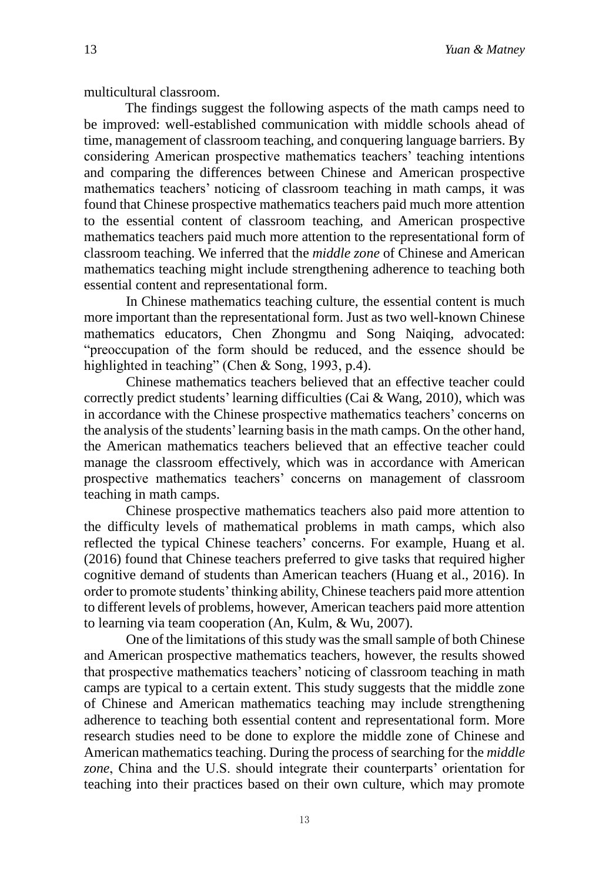multicultural classroom.

The findings suggest the following aspects of the math camps need to be improved: well-established communication with middle schools ahead of time, management of classroom teaching, and conquering language barriers. By considering American prospective mathematics teachers' teaching intentions and comparing the differences between Chinese and American prospective mathematics teachers' noticing of classroom teaching in math camps, it was found that Chinese prospective mathematics teachers paid much more attention to the essential content of classroom teaching, and American prospective mathematics teachers paid much more attention to the representational form of classroom teaching. We inferred that the *middle zone* of Chinese and American mathematics teaching might include strengthening adherence to teaching both essential content and representational form.

In Chinese mathematics teaching culture, the essential content is much more important than the representational form. Just as two well-known Chinese mathematics educators, Chen Zhongmu and Song Naiqing, advocated: "preoccupation of the form should be reduced, and the essence should be highlighted in teaching" (Chen & Song, 1993, p.4).

Chinese mathematics teachers believed that an effective teacher could correctly predict students' learning difficulties (Cai & Wang, 2010), which was in accordance with the Chinese prospective mathematics teachers' concerns on the analysis of the students' learning basis in the math camps. On the other hand, the American mathematics teachers believed that an effective teacher could manage the classroom effectively, which was in accordance with American prospective mathematics teachers' concerns on management of classroom teaching in math camps.

Chinese prospective mathematics teachers also paid more attention to the difficulty levels of mathematical problems in math camps, which also reflected the typical Chinese teachers' concerns. For example, Huang et al. (2016) found that Chinese teachers preferred to give tasks that required higher cognitive demand of students than American teachers (Huang et al., 2016). In order to promote students' thinking ability, Chinese teachers paid more attention to different levels of problems, however, American teachers paid more attention to learning via team cooperation (An, Kulm, & Wu, 2007).

One of the limitations of this study was the small sample of both Chinese and American prospective mathematics teachers, however, the results showed that prospective mathematics teachers' noticing of classroom teaching in math camps are typical to a certain extent. This study suggests that the middle zone of Chinese and American mathematics teaching may include strengthening adherence to teaching both essential content and representational form. More research studies need to be done to explore the middle zone of Chinese and American mathematics teaching. During the process of searching for the *middle zone*, China and the U.S. should integrate their counterparts' orientation for teaching into their practices based on their own culture, which may promote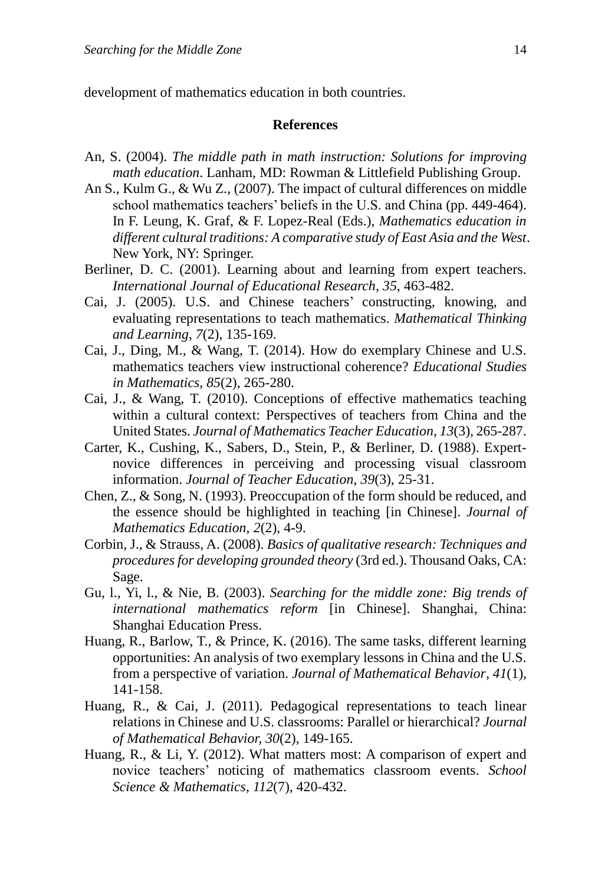development of mathematics education in both countries.

## References

An, S. (2004). *The middle path in math instruction: Solutions for improving math education*. Lanham, MD: Rowman & Littlefield Publishing Group.

An S., Kulm G., & Wu Z., (2007). The impact of cultural differences on middle school mathematics teachers' beliefs in the U.S. and China (pp. 449-464). In F. Leung, K. Graf, & F. Lopez-Real (Eds.), *Mathematics education in different cultural traditions: A comparative study of East Asia and the West*. New York, NY: Springer.

Berliner, D. C. (2001). Learning about and learning from expert teachers. *International Journal of Educational Research*, *35*, 463-482.

Cai, J. (2005). U.S. and Chinese teachers' constructing, knowing, and evaluating representations to teach mathematics. *Mathematical Thinking and Learning*, *7*(2), 135-169.

Cai, J., Ding, M., & Wang, T. (2014). How do exemplary Chinese and U.S. mathematics teachers view instructional coherence? *Educational Studies in Mathematics*, *85*(2), 265-280.

Cai, J., & Wang, T. (2010). Conceptions of effective mathematics teaching within a cultural context: Perspectives of teachers from China and the United States. *Journal of Mathematics Teacher Education*, *13*(3), 265-287.

Carter, K., Cushing, K., Sabers, D., Stein, P., & Berliner, D. (1988). Expert-novice differences in perceiving and processing visual classroom information. *Journal of Teacher Education, 39*(3), 25-31.

Chen, Z., & Song, N. (1993). Preoccupation of the form should be reduced, and the essence should be highlighted in teaching [in Chinese]. *Journal of Mathematics Education*, *2*(2), 4-9.

Corbin, J., & Strauss, A. (2008). *Basics of qualitative research: Techniques and procedures for developing grounded theory* (3rd ed.). Thousand Oaks, CA: Sage.

Gu, l., Yi, l., & Nie, B. (2003). *Searching for the middle zone: Big trends of international mathematics reform* [in Chinese]. Shanghai, China: Shanghai Education Press.

Huang, R., Barlow, T., & Prince, K. (2016). The same tasks, different learning opportunities: An analysis of two exemplary lessons in China and the U.S. from a perspective of variation. *Journal of Mathematical Behavior*, *41*(1), 141-158.

Huang, R., & Cai, J. (2011). Pedagogical representations to teach linear relations in Chinese and U.S. classrooms: Parallel or hierarchical? *Journal of Mathematical Behavior, 30*(2), 149-165.

Huang, R., & Li, Y. (2012). What matters most: A comparison of expert and novice teachers' noticing of mathematics classroom events. *School Science & Mathematics*, *112*(7), 420-432.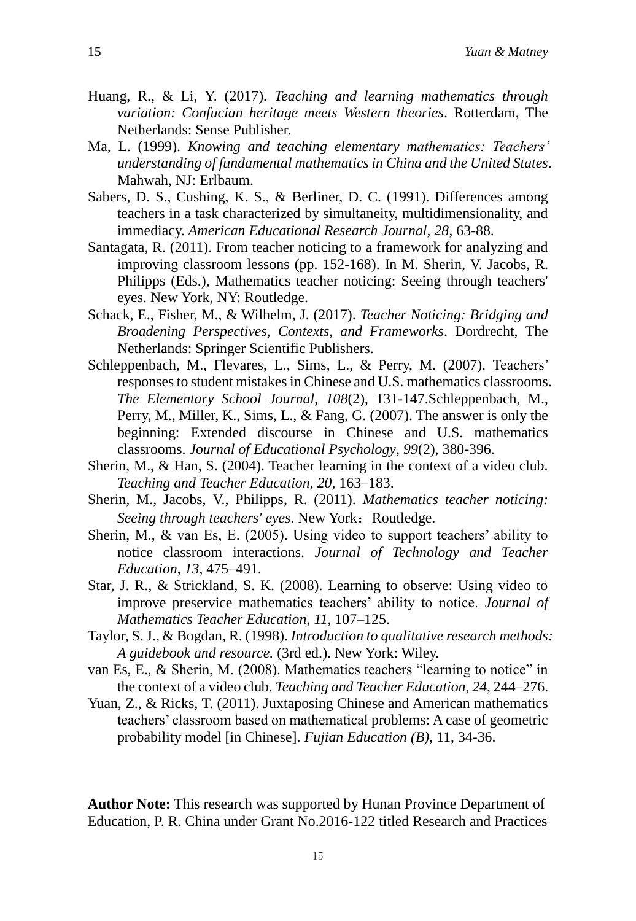Huang, R., & Li, Y. (2017). *Teaching and learning mathematics through variation: Confucian heritage meets Western theories*. Rotterdam, The Netherlands: Sense Publisher.

Ma, L. (1999). *Knowing and teaching elementary mathematics: Teachers' understanding of fundamental mathematics in China and the United States*. Mahwah, NJ: Erlbaum.

Sabers, D. S., Cushing, K. S., & Berliner, D. C. (1991). Differences among teachers in a task characterized by simultaneity, multidimensionality, and immediacy. *American Educational Research Journal*, *28*, 63-88.

Santagata, R. (2011). From teacher noticing to a framework for analyzing and improving classroom lessons (pp. 152-168). In M. Sherin, V. Jacobs, R. Philipps (Eds.), Mathematics teacher noticing: Seeing through teachers' eyes. New York, NY: Routledge.

Schack, E., Fisher, M., & Wilhelm, J. (2017). *Teacher Noticing: Bridging and Broadening Perspectives, Contexts, and Frameworks*. Dordrecht, The Netherlands: Springer Scientific Publishers.

Schleppenbach, M., Flevares, L., Sims, L., & Perry, M. (2007). Teachers' responses to student mistakes in Chinese and U.S. mathematics classrooms. *The Elementary School Journal*, *108*(2), 131-147.Schleppenbach, M., Perry, M., Miller, K., Sims, L., & Fang, G. (2007). The answer is only the beginning: Extended discourse in Chinese and U.S. mathematics classrooms. *Journal of Educational Psychology*, *99*(2), 380-396.

Sherin, M., & Han, S. (2004). Teacher learning in the context of a video club. *Teaching and Teacher Education*, *20*, 163–183.

Sherin, M., Jacobs, V., Philipps, R. (2011). *Mathematics teacher noticing: Seeing through teachers' eyes*. New York：Routledge.

Sherin, M., & van Es, E. (2005). Using video to support teachers' ability to notice classroom interactions. *Journal of Technology and Teacher Education*, *13*, 475–491.

Star, J. R., & Strickland, S. K. (2008). Learning to observe: Using video to improve preservice mathematics teachers' ability to notice. *Journal of Mathematics Teacher Education*, *11*, 107–125.

Taylor, S. J., & Bogdan, R. (1998). *Introduction to qualitative research methods: A guidebook and resource.* (3rd ed.). New York: Wiley.

van Es, E., & Sherin, M. (2008). Mathematics teachers "learning to notice" in the context of a video club. *Teaching and Teacher Education*, *24*, 244–276.

Yuan, Z., & Ricks, T. (2011). Juxtaposing Chinese and American mathematics teachers' classroom based on mathematical problems: A case of geometric probability model [in Chinese]. *Fujian Education (B)*, 11, 34-36.

**Author Note:** This research was supported by Hunan Province Department of Education, P. R. China under Grant No.2016-122 titled Research and Practices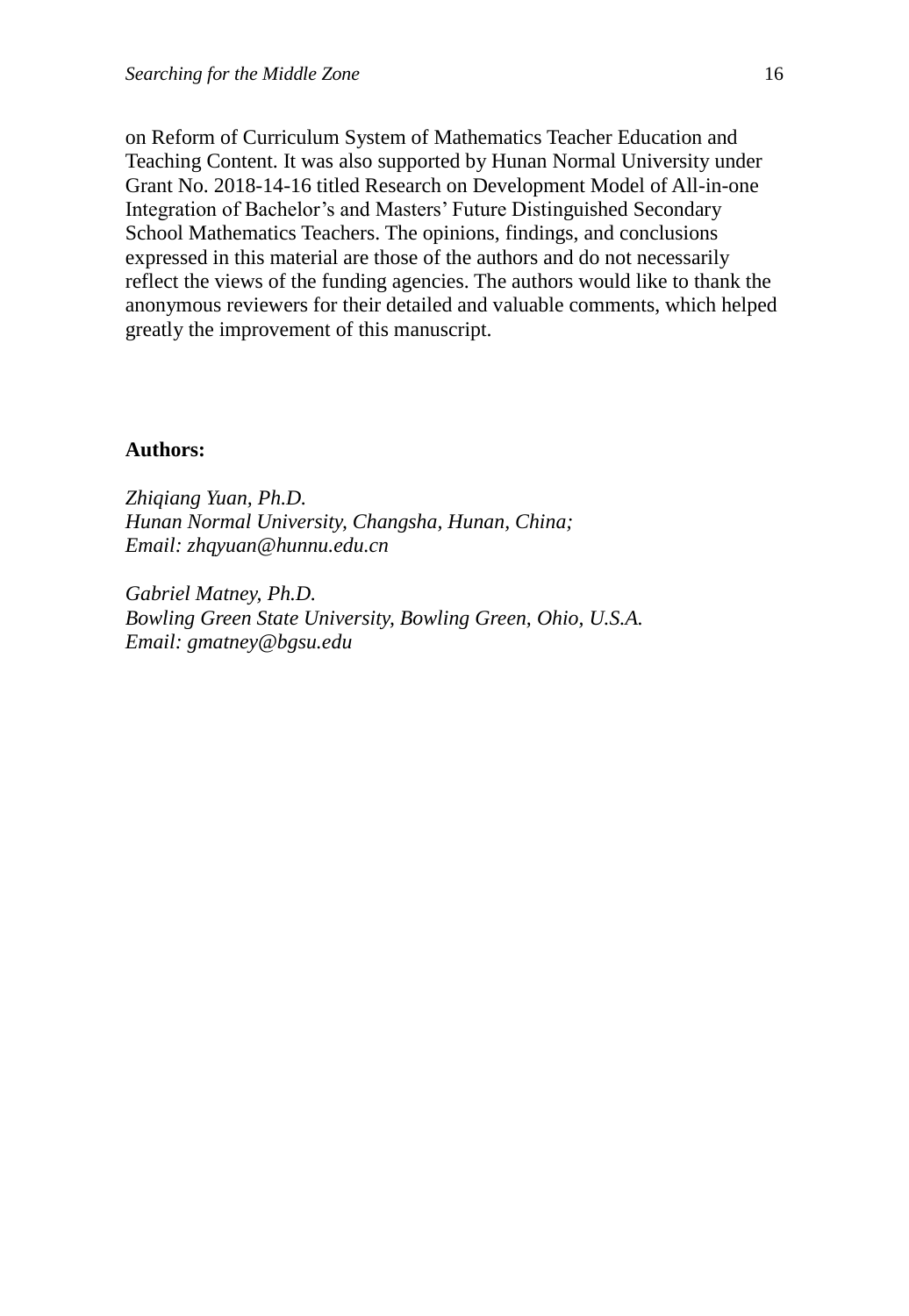on Reform of Curriculum System of Mathematics Teacher Education and Teaching Content. It was also supported by Hunan Normal University under Grant No. 2018-14-16 titled Research on Development Model of All-in-one Integration of Bachelor's and Masters' Future Distinguished Secondary School Mathematics Teachers. The opinions, findings, and conclusions expressed in this material are those of the authors and do not necessarily reflect the views of the funding agencies. The authors would like to thank the anonymous reviewers for their detailed and valuable comments, which helped greatly the improvement of this manuscript.

**Authors:**

*Zhiqiang Yuan, Ph.D.*
*Hunan Normal University, Changsha, Hunan, China;*
*Email: zhqyuan@hunnu.edu.cn*

*Gabriel Matney, Ph.D.*
*Bowling Green State University, Bowling Green, Ohio, U.S.A.*
*Email: gmatney@bgsu.edu*